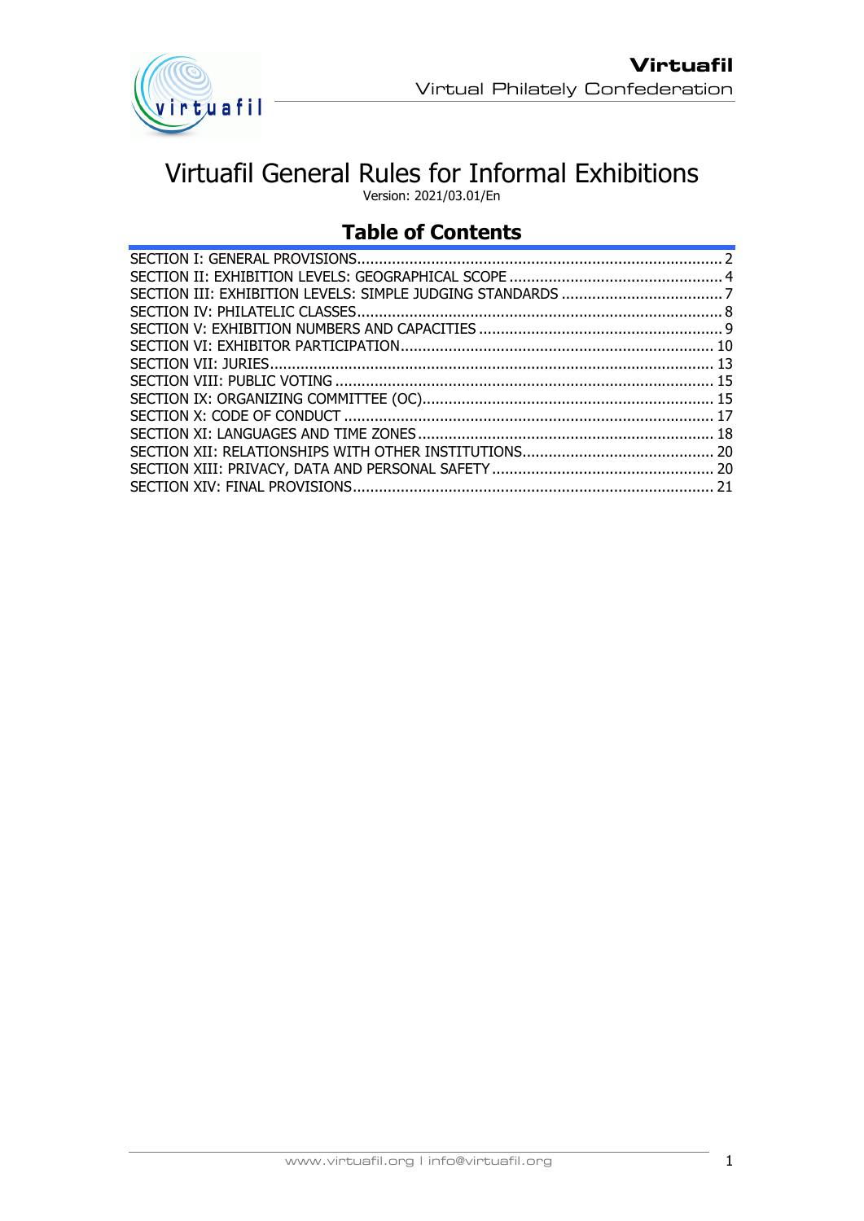# Virtuafil General Rules for Informal Exhibitions

Version: 2021/03.01/En

## Table of Contents

SECTION I: GENERAL PROVISIONS ..... 2
SECTION II: EXHIBITION LEVELS: GEOGRAPHICAL SCOPE ..... 4
SECTION III: EXHIBITION LEVELS: SIMPLE JUDGING STANDARDS ..... 7
SECTION IV: PHILATELIC CLASSES ..... 8
SECTION V: EXHIBITION NUMBERS AND CAPACITIES ..... 9
SECTION VI: EXHIBITOR PARTICIPATION ..... 10
SECTION VII: JURIES ..... 13
SECTION VIII: PUBLIC VOTING ..... 15
SECTION IX: ORGANIZING COMMITTEE (OC) ..... 15
SECTION X: CODE OF CONDUCT ..... 17
SECTION XI: LANGUAGES AND TIME ZONES ..... 18
SECTION XII: RELATIONSHIPS WITH OTHER INSTITUTIONS ..... 20
SECTION XIII: PRIVACY, DATA AND PERSONAL SAFETY ..... 20
SECTION XIV: FINAL PROVISIONS ..... 21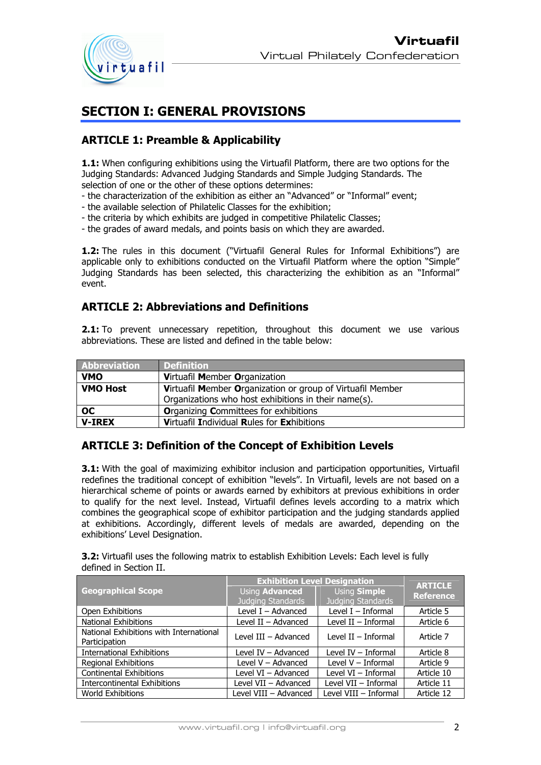# SECTION I: GENERAL PROVISIONS

## ARTICLE 1: Preamble & Applicability

**1.1:** When configuring exhibitions using the Virtuafil Platform, there are two options for the Judging Standards: Advanced Judging Standards and Simple Judging Standards. The selection of one or the other of these options determines:
- the characterization of the exhibition as either an "Advanced" or "Informal" event;
- the available selection of Philatelic Classes for the exhibition;
- the criteria by which exhibits are judged in competitive Philatelic Classes;
- the grades of award medals, and points basis on which they are awarded.

**1.2:** The rules in this document ("Virtuafil General Rules for Informal Exhibitions") are applicable only to exhibitions conducted on the Virtuafil Platform where the option "Simple" Judging Standards has been selected, this characterizing the exhibition as an "Informal" event.

## ARTICLE 2: Abbreviations and Definitions

**2.1:** To prevent unnecessary repetition, throughout this document we use various abbreviations. These are listed and defined in the table below:

| Abbreviation | Definition |
|---|---|
| **VMO** | **V**irtuafil **M**ember **O**rganization |
| **VMO Host** | **V**irtuafil **M**ember **O**rganization or group of Virtuafil Member Organizations who host exhibitions in their name(s). |
| **OC** | **O**rganizing **C**ommittees for exhibitions |
| **V-IREX** | **V**irtuafil **I**ndividual **R**ules for **Ex**hibitions |

## ARTICLE 3: Definition of the Concept of Exhibition Levels

**3.1:** With the goal of maximizing exhibitor inclusion and participation opportunities, Virtuafil redefines the traditional concept of exhibition "levels". In Virtuafil, levels are not based on a hierarchical scheme of points or awards earned by exhibitors at previous exhibitions in order to qualify for the next level. Instead, Virtuafil defines levels according to a matrix which combines the geographical scope of exhibitor participation and the judging standards applied at exhibitions. Accordingly, different levels of medals are awarded, depending on the exhibitions' Level Designation.

**3.2:** Virtuafil uses the following matrix to establish Exhibition Levels: Each level is fully defined in Section II.

| Geographical Scope | Exhibition Level Designation | | ARTICLE Reference |
|---|---|---|---|
| | Using **Advanced** Judging Standards | Using **Simple** Judging Standards | |
| Open Exhibitions | Level I – Advanced | Level I – Informal | Article 5 |
| National Exhibitions | Level II – Advanced | Level II – Informal | Article 6 |
| National Exhibitions with International Participation | Level III – Advanced | Level II – Informal | Article 7 |
| International Exhibitions | Level IV – Advanced | Level IV – Informal | Article 8 |
| Regional Exhibitions | Level V – Advanced | Level V – Informal | Article 9 |
| Continental Exhibitions | Level VI – Advanced | Level VI – Informal | Article 10 |
| Intercontinental Exhibitions | Level VII – Advanced | Level VII – Informal | Article 11 |
| World Exhibitions | Level VIII – Advanced | Level VIII – Informal | Article 12 |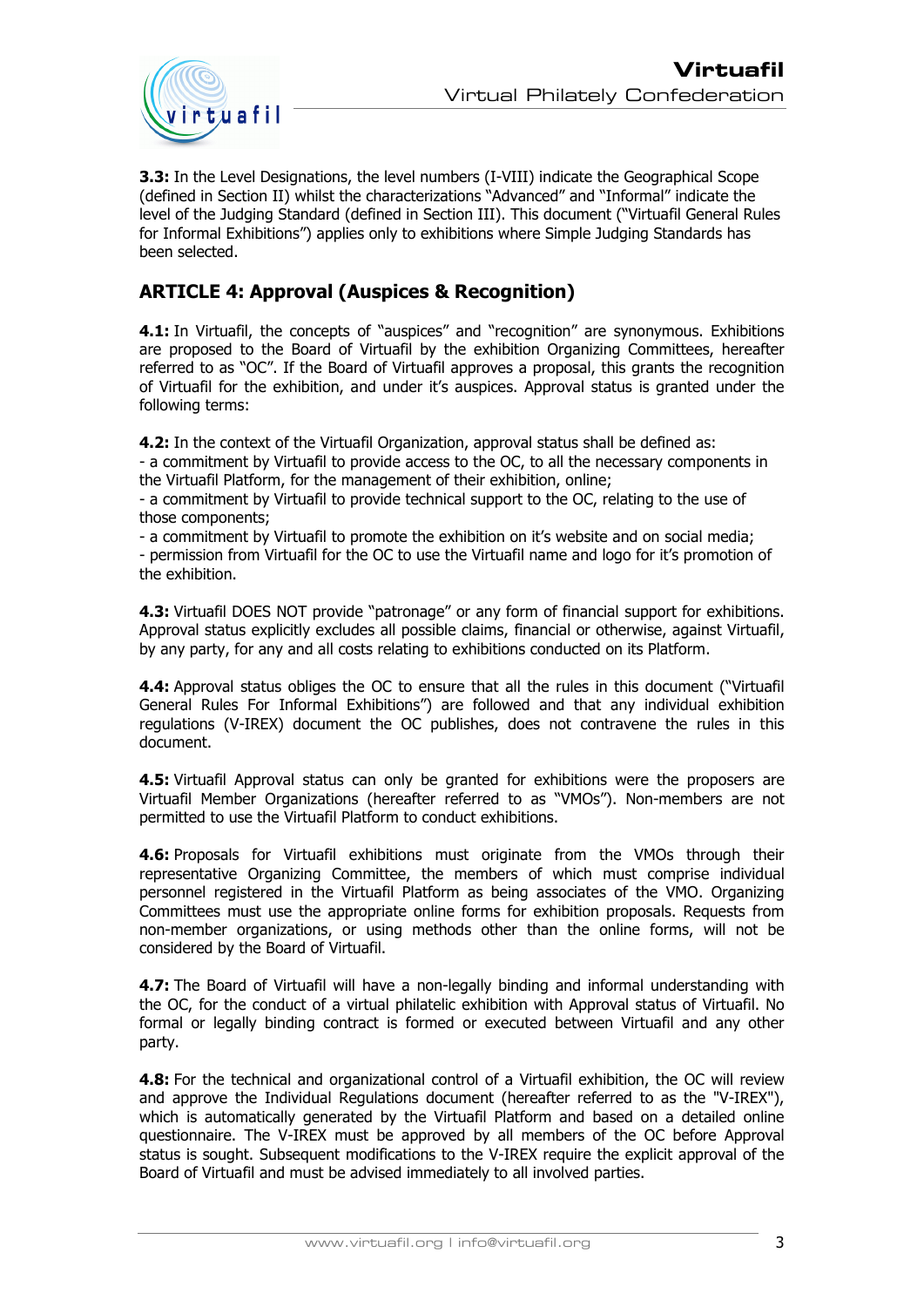**3.3:** In the Level Designations, the level numbers (I-VIII) indicate the Geographical Scope (defined in Section II) whilst the characterizations “Advanced” and “Informal” indicate the level of the Judging Standard (defined in Section III). This document (“Virtuafil General Rules for Informal Exhibitions”) applies only to exhibitions where Simple Judging Standards has been selected.

## ARTICLE 4: Approval (Auspices & Recognition)

**4.1:** In Virtuafil, the concepts of “auspices” and “recognition” are synonymous. Exhibitions are proposed to the Board of Virtuafil by the exhibition Organizing Committees, hereafter referred to as “OC”. If the Board of Virtuafil approves a proposal, this grants the recognition of Virtuafil for the exhibition, and under it’s auspices. Approval status is granted under the following terms:

**4.2:** In the context of the Virtuafil Organization, approval status shall be defined as:
- a commitment by Virtuafil to provide access to the OC, to all the necessary components in the Virtuafil Platform, for the management of their exhibition, online;
- a commitment by Virtuafil to provide technical support to the OC, relating to the use of those components;
- a commitment by Virtuafil to promote the exhibition on it’s website and on social media;
- permission from Virtuafil for the OC to use the Virtuafil name and logo for it’s promotion of the exhibition.

**4.3:** Virtuafil DOES NOT provide “patronage” or any form of financial support for exhibitions. Approval status explicitly excludes all possible claims, financial or otherwise, against Virtuafil, by any party, for any and all costs relating to exhibitions conducted on its Platform.

**4.4:** Approval status obliges the OC to ensure that all the rules in this document (“Virtuafil General Rules For Informal Exhibitions”) are followed and that any individual exhibition regulations (V-IREX) document the OC publishes, does not contravene the rules in this document.

**4.5:** Virtuafil Approval status can only be granted for exhibitions were the proposers are Virtuafil Member Organizations (hereafter referred to as “VMOs”). Non-members are not permitted to use the Virtuafil Platform to conduct exhibitions.

**4.6:** Proposals for Virtuafil exhibitions must originate from the VMOs through their representative Organizing Committee, the members of which must comprise individual personnel registered in the Virtuafil Platform as being associates of the VMO. Organizing Committees must use the appropriate online forms for exhibition proposals. Requests from non-member organizations, or using methods other than the online forms, will not be considered by the Board of Virtuafil.

**4.7:** The Board of Virtuafil will have a non-legally binding and informal understanding with the OC, for the conduct of a virtual philatelic exhibition with Approval status of Virtuafil. No formal or legally binding contract is formed or executed between Virtuafil and any other party.

**4.8:** For the technical and organizational control of a Virtuafil exhibition, the OC will review and approve the Individual Regulations document (hereafter referred to as the "V-IREX"), which is automatically generated by the Virtuafil Platform and based on a detailed online questionnaire. The V-IREX must be approved by all members of the OC before Approval status is sought. Subsequent modifications to the V-IREX require the explicit approval of the Board of Virtuafil and must be advised immediately to all involved parties.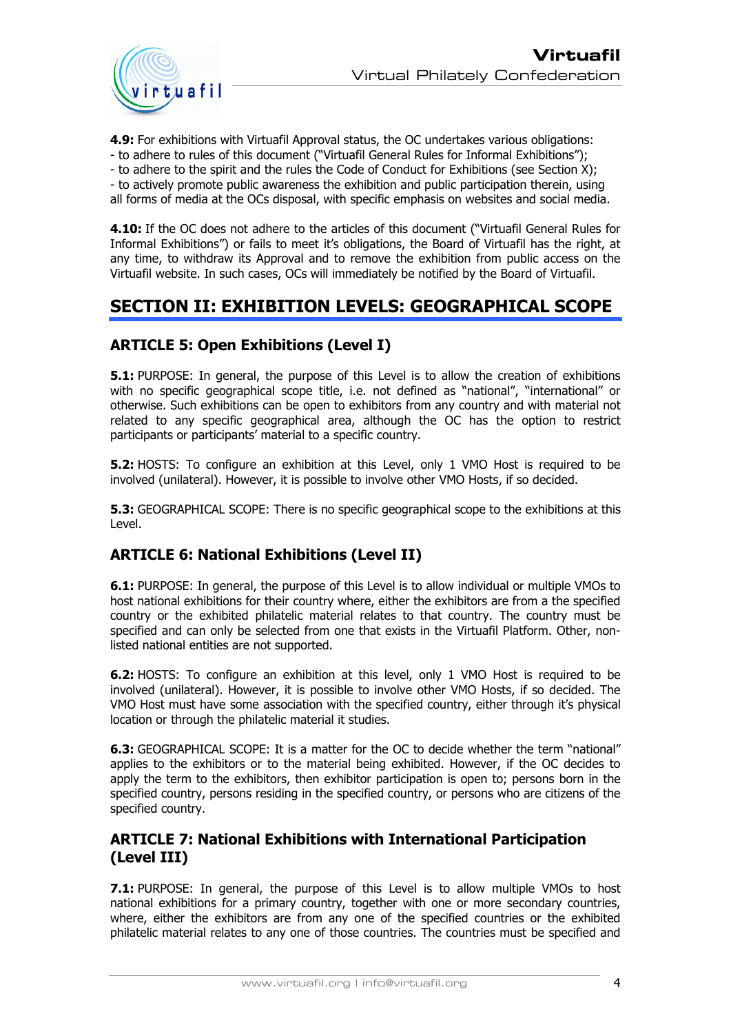**4.9:** For exhibitions with Virtuafil Approval status, the OC undertakes various obligations:
- to adhere to rules of this document ("Virtuafil General Rules for Informal Exhibitions");
- to adhere to the spirit and the rules the Code of Conduct for Exhibitions (see Section X);
- to actively promote public awareness the exhibition and public participation therein, using all forms of media at the OCs disposal, with specific emphasis on websites and social media.

**4.10:** If the OC does not adhere to the articles of this document ("Virtuafil General Rules for Informal Exhibitions") or fails to meet it's obligations, the Board of Virtuafil has the right, at any time, to withdraw its Approval and to remove the exhibition from public access on the Virtuafil website. In such cases, OCs will immediately be notified by the Board of Virtuafil.

## SECTION II: EXHIBITION LEVELS: GEOGRAPHICAL SCOPE

### ARTICLE 5: Open Exhibitions (Level I)

**5.1:** PURPOSE: In general, the purpose of this Level is to allow the creation of exhibitions with no specific geographical scope title, i.e. not defined as "national", "international" or otherwise. Such exhibitions can be open to exhibitors from any country and with material not related to any specific geographical area, although the OC has the option to restrict participants or participants' material to a specific country.

**5.2:** HOSTS: To configure an exhibition at this Level, only 1 VMO Host is required to be involved (unilateral). However, it is possible to involve other VMO Hosts, if so decided.

**5.3:** GEOGRAPHICAL SCOPE: There is no specific geographical scope to the exhibitions at this Level.

### ARTICLE 6: National Exhibitions (Level II)

**6.1:** PURPOSE: In general, the purpose of this Level is to allow individual or multiple VMOs to host national exhibitions for their country where, either the exhibitors are from a the specified country or the exhibited philatelic material relates to that country. The country must be specified and can only be selected from one that exists in the Virtuafil Platform. Other, non-listed national entities are not supported.

**6.2:** HOSTS: To configure an exhibition at this level, only 1 VMO Host is required to be involved (unilateral). However, it is possible to involve other VMO Hosts, if so decided. The VMO Host must have some association with the specified country, either through it's physical location or through the philatelic material it studies.

**6.3:** GEOGRAPHICAL SCOPE: It is a matter for the OC to decide whether the term "national" applies to the exhibitors or to the material being exhibited. However, if the OC decides to apply the term to the exhibitors, then exhibitor participation is open to; persons born in the specified country, persons residing in the specified country, or persons who are citizens of the specified country.

### ARTICLE 7: National Exhibitions with International Participation (Level III)

**7.1:** PURPOSE: In general, the purpose of this Level is to allow multiple VMOs to host national exhibitions for a primary country, together with one or more secondary countries, where, either the exhibitors are from any one of the specified countries or the exhibited philatelic material relates to any one of those countries. The countries must be specified and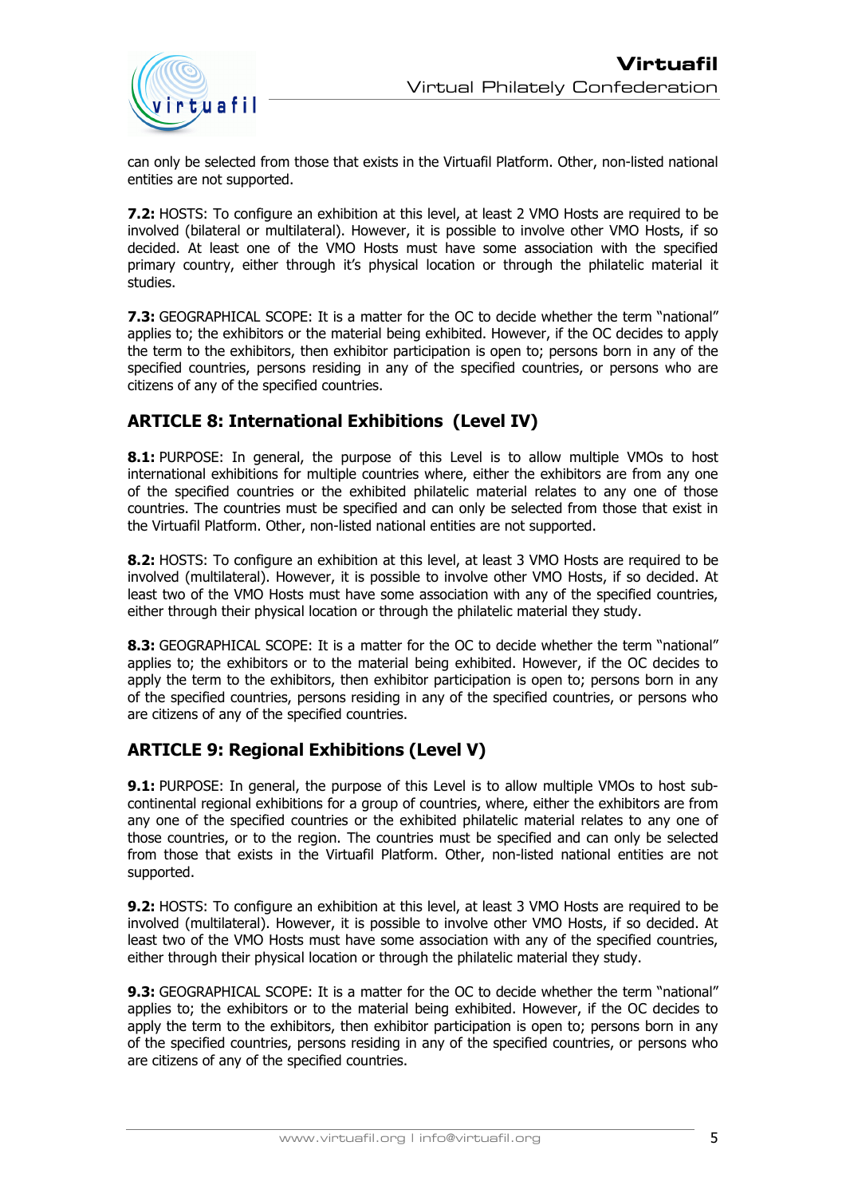can only be selected from those that exists in the Virtuafil Platform. Other, non-listed national entities are not supported.

**7.2:** HOSTS: To configure an exhibition at this level, at least 2 VMO Hosts are required to be involved (bilateral or multilateral). However, it is possible to involve other VMO Hosts, if so decided. At least one of the VMO Hosts must have some association with the specified primary country, either through it's physical location or through the philatelic material it studies.

**7.3:** GEOGRAPHICAL SCOPE: It is a matter for the OC to decide whether the term "national" applies to; the exhibitors or the material being exhibited. However, if the OC decides to apply the term to the exhibitors, then exhibitor participation is open to; persons born in any of the specified countries, persons residing in any of the specified countries, or persons who are citizens of any of the specified countries.

## ARTICLE 8: International Exhibitions (Level IV)

**8.1:** PURPOSE: In general, the purpose of this Level is to allow multiple VMOs to host international exhibitions for multiple countries where, either the exhibitors are from any one of the specified countries or the exhibited philatelic material relates to any one of those countries. The countries must be specified and can only be selected from those that exist in the Virtuafil Platform. Other, non-listed national entities are not supported.

**8.2:** HOSTS: To configure an exhibition at this level, at least 3 VMO Hosts are required to be involved (multilateral). However, it is possible to involve other VMO Hosts, if so decided. At least two of the VMO Hosts must have some association with any of the specified countries, either through their physical location or through the philatelic material they study.

**8.3:** GEOGRAPHICAL SCOPE: It is a matter for the OC to decide whether the term "national" applies to; the exhibitors or to the material being exhibited. However, if the OC decides to apply the term to the exhibitors, then exhibitor participation is open to; persons born in any of the specified countries, persons residing in any of the specified countries, or persons who are citizens of any of the specified countries.

## ARTICLE 9: Regional Exhibitions (Level V)

**9.1:** PURPOSE: In general, the purpose of this Level is to allow multiple VMOs to host sub-continental regional exhibitions for a group of countries, where, either the exhibitors are from any one of the specified countries or the exhibited philatelic material relates to any one of those countries, or to the region. The countries must be specified and can only be selected from those that exists in the Virtuafil Platform. Other, non-listed national entities are not supported.

**9.2:** HOSTS: To configure an exhibition at this level, at least 3 VMO Hosts are required to be involved (multilateral). However, it is possible to involve other VMO Hosts, if so decided. At least two of the VMO Hosts must have some association with any of the specified countries, either through their physical location or through the philatelic material they study.

**9.3:** GEOGRAPHICAL SCOPE: It is a matter for the OC to decide whether the term "national" applies to; the exhibitors or to the material being exhibited. However, if the OC decides to apply the term to the exhibitors, then exhibitor participation is open to; persons born in any of the specified countries, persons residing in any of the specified countries, or persons who are citizens of any of the specified countries.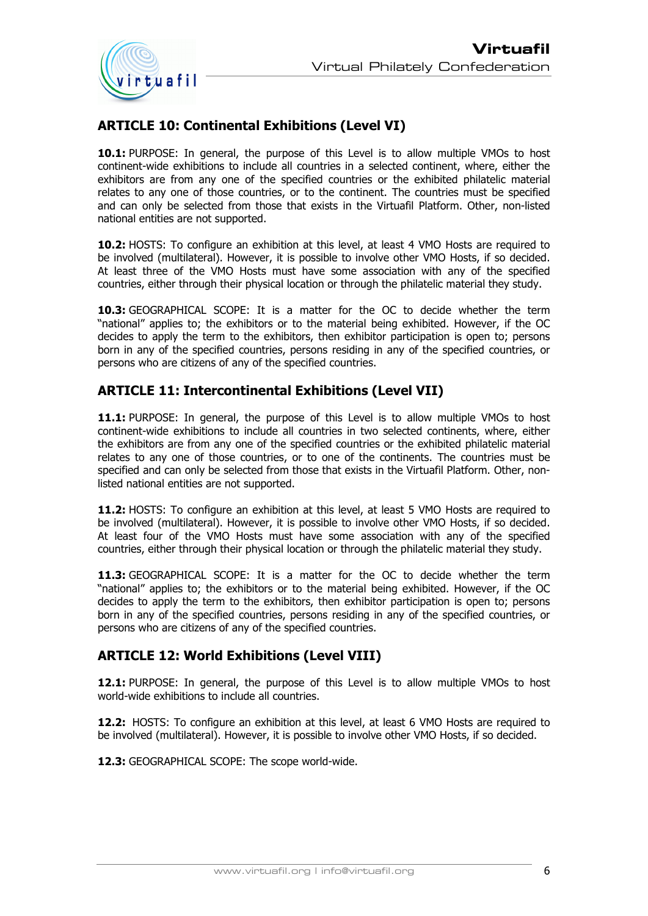## ARTICLE 10: Continental Exhibitions (Level VI)

**10.1:** PURPOSE: In general, the purpose of this Level is to allow multiple VMOs to host continent-wide exhibitions to include all countries in a selected continent, where, either the exhibitors are from any one of the specified countries or the exhibited philatelic material relates to any one of those countries, or to the continent. The countries must be specified and can only be selected from those that exists in the Virtuafil Platform. Other, non-listed national entities are not supported.

**10.2:** HOSTS: To configure an exhibition at this level, at least 4 VMO Hosts are required to be involved (multilateral). However, it is possible to involve other VMO Hosts, if so decided. At least three of the VMO Hosts must have some association with any of the specified countries, either through their physical location or through the philatelic material they study.

**10.3:** GEOGRAPHICAL SCOPE: It is a matter for the OC to decide whether the term "national" applies to; the exhibitors or to the material being exhibited. However, if the OC decides to apply the term to the exhibitors, then exhibitor participation is open to; persons born in any of the specified countries, persons residing in any of the specified countries, or persons who are citizens of any of the specified countries.

## ARTICLE 11: Intercontinental Exhibitions (Level VII)

**11.1:** PURPOSE: In general, the purpose of this Level is to allow multiple VMOs to host continent-wide exhibitions to include all countries in two selected continents, where, either the exhibitors are from any one of the specified countries or the exhibited philatelic material relates to any one of those countries, or to one of the continents. The countries must be specified and can only be selected from those that exists in the Virtuafil Platform. Other, non-listed national entities are not supported.

**11.2:** HOSTS: To configure an exhibition at this level, at least 5 VMO Hosts are required to be involved (multilateral). However, it is possible to involve other VMO Hosts, if so decided. At least four of the VMO Hosts must have some association with any of the specified countries, either through their physical location or through the philatelic material they study.

**11.3:** GEOGRAPHICAL SCOPE: It is a matter for the OC to decide whether the term "national" applies to; the exhibitors or to the material being exhibited. However, if the OC decides to apply the term to the exhibitors, then exhibitor participation is open to; persons born in any of the specified countries, persons residing in any of the specified countries, or persons who are citizens of any of the specified countries.

## ARTICLE 12: World Exhibitions (Level VIII)

**12.1:** PURPOSE: In general, the purpose of this Level is to allow multiple VMOs to host world-wide exhibitions to include all countries.

**12.2:** HOSTS: To configure an exhibition at this level, at least 6 VMO Hosts are required to be involved (multilateral). However, it is possible to involve other VMO Hosts, if so decided.

**12.3:** GEOGRAPHICAL SCOPE: The scope world-wide.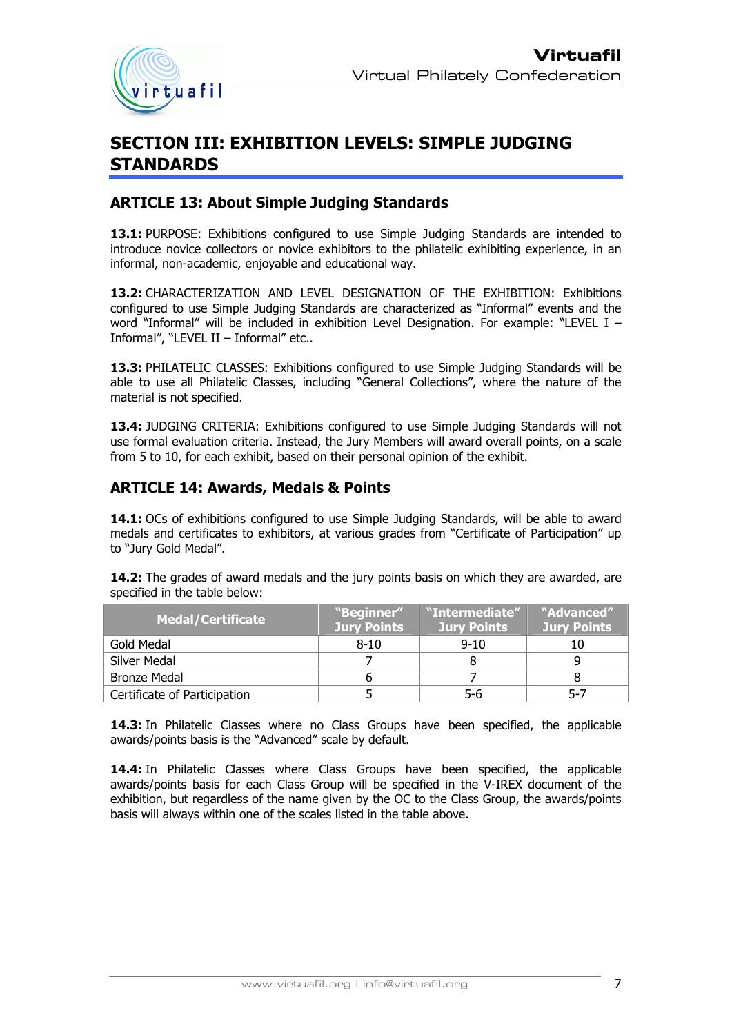# SECTION III: EXHIBITION LEVELS: SIMPLE JUDGING STANDARDS

## ARTICLE 13: About Simple Judging Standards

**13.1:** PURPOSE: Exhibitions configured to use Simple Judging Standards are intended to introduce novice collectors or novice exhibitors to the philatelic exhibiting experience, in an informal, non-academic, enjoyable and educational way.

**13.2:** CHARACTERIZATION AND LEVEL DESIGNATION OF THE EXHIBITION: Exhibitions configured to use Simple Judging Standards are characterized as "Informal" events and the word "Informal" will be included in exhibition Level Designation. For example: "LEVEL I – Informal", "LEVEL II – Informal" etc..

**13.3:** PHILATELIC CLASSES: Exhibitions configured to use Simple Judging Standards will be able to use all Philatelic Classes, including "General Collections", where the nature of the material is not specified.

**13.4:** JUDGING CRITERIA: Exhibitions configured to use Simple Judging Standards will not use formal evaluation criteria. Instead, the Jury Members will award overall points, on a scale from 5 to 10, for each exhibit, based on their personal opinion of the exhibit.

## ARTICLE 14: Awards, Medals & Points

**14.1:** OCs of exhibitions configured to use Simple Judging Standards, will be able to award medals and certificates to exhibitors, at various grades from "Certificate of Participation" up to "Jury Gold Medal".

**14.2:** The grades of award medals and the jury points basis on which they are awarded, are specified in the table below:

| Medal/Certificate | "Beginner" Jury Points | "Intermediate" Jury Points | "Advanced" Jury Points |
|---|---|---|---|
| Gold Medal | 8-10 | 9-10 | 10 |
| Silver Medal | 7 | 8 | 9 |
| Bronze Medal | 6 | 7 | 8 |
| Certificate of Participation | 5 | 5-6 | 5-7 |

**14.3:** In Philatelic Classes where no Class Groups have been specified, the applicable awards/points basis is the "Advanced" scale by default.

**14.4:** In Philatelic Classes where Class Groups have been specified, the applicable awards/points basis for each Class Group will be specified in the V-IREX document of the exhibition, but regardless of the name given by the OC to the Class Group, the awards/points basis will always within one of the scales listed in the table above.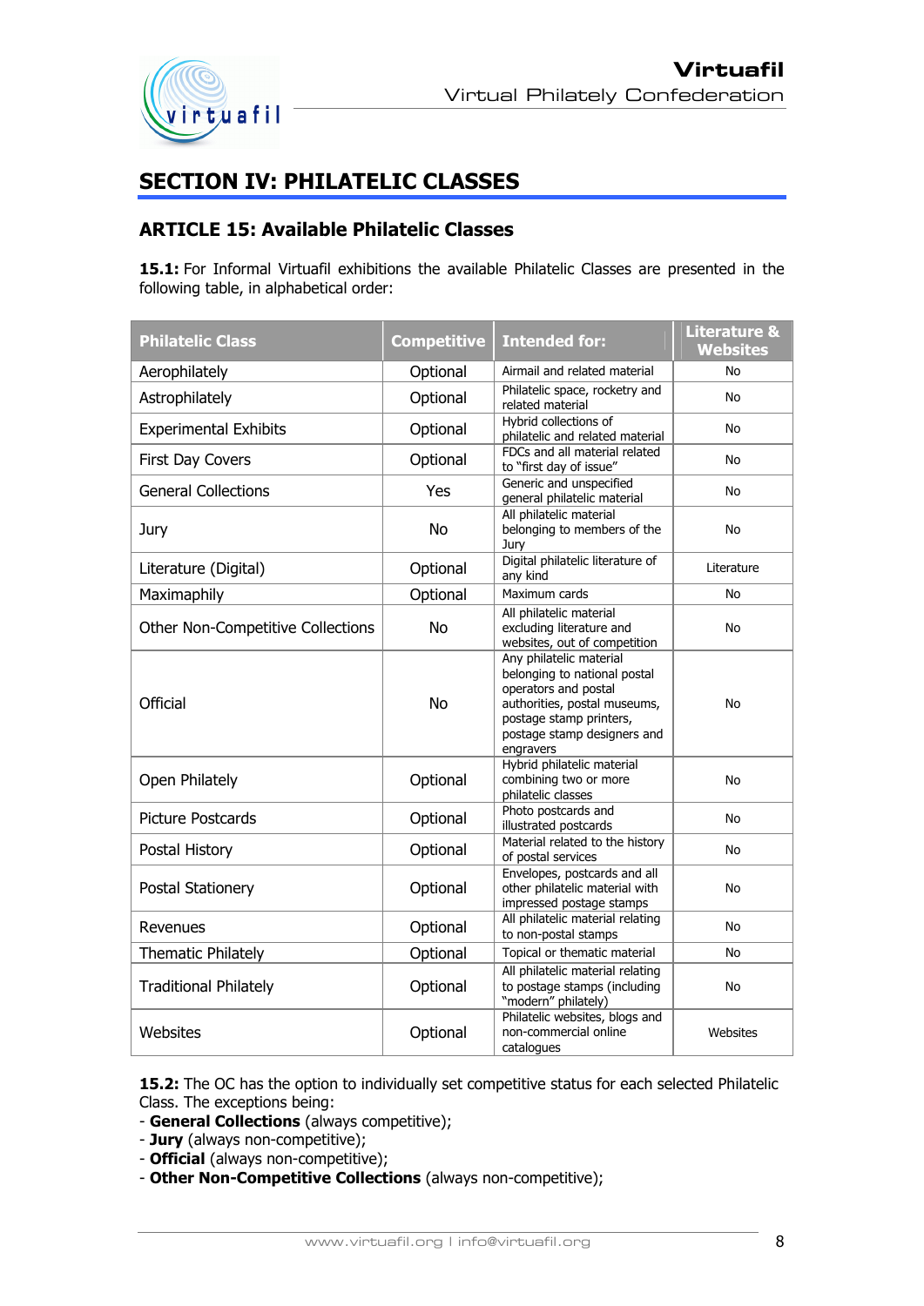## SECTION IV: PHILATELIC CLASSES

### ARTICLE 15: Available Philatelic Classes

**15.1:** For Informal Virtuafil exhibitions the available Philatelic Classes are presented in the following table, in alphabetical order:

| Philatelic Class | Competitive | Intended for: | Literature & Websites |
|---|---|---|---|
| Aerophilately | Optional | Airmail and related material | No |
| Astrophilately | Optional | Philatelic space, rocketry and related material | No |
| Experimental Exhibits | Optional | Hybrid collections of philatelic and related material | No |
| First Day Covers | Optional | FDCs and all material related to "first day of issue" | No |
| General Collections | Yes | Generic and unspecified general philatelic material | No |
| Jury | No | All philatelic material belonging to members of the Jury | No |
| Literature (Digital) | Optional | Digital philatelic literature of any kind | Literature |
| Maximaphily | Optional | Maximum cards | No |
| Other Non-Competitive Collections | No | All philatelic material excluding literature and websites, out of competition | No |
| Official | No | Any philatelic material belonging to national postal operators and postal authorities, postal museums, postage stamp printers, postage stamp designers and engravers | No |
| Open Philately | Optional | Hybrid philatelic material combining two or more philatelic classes | No |
| Picture Postcards | Optional | Photo postcards and illustrated postcards | No |
| Postal History | Optional | Material related to the history of postal services | No |
| Postal Stationery | Optional | Envelopes, postcards and all other philatelic material with impressed postage stamps | No |
| Revenues | Optional | All philatelic material relating to non-postal stamps | No |
| Thematic Philately | Optional | Topical or thematic material | No |
| Traditional Philately | Optional | All philatelic material relating to postage stamps (including "modern" philately) | No |
| Websites | Optional | Philatelic websites, blogs and non-commercial online catalogues | Websites |

**15.2:** The OC has the option to individually set competitive status for each selected Philatelic Class. The exceptions being:
- **General Collections** (always competitive);
- **Jury** (always non-competitive);
- **Official** (always non-competitive);
- **Other Non-Competitive Collections** (always non-competitive);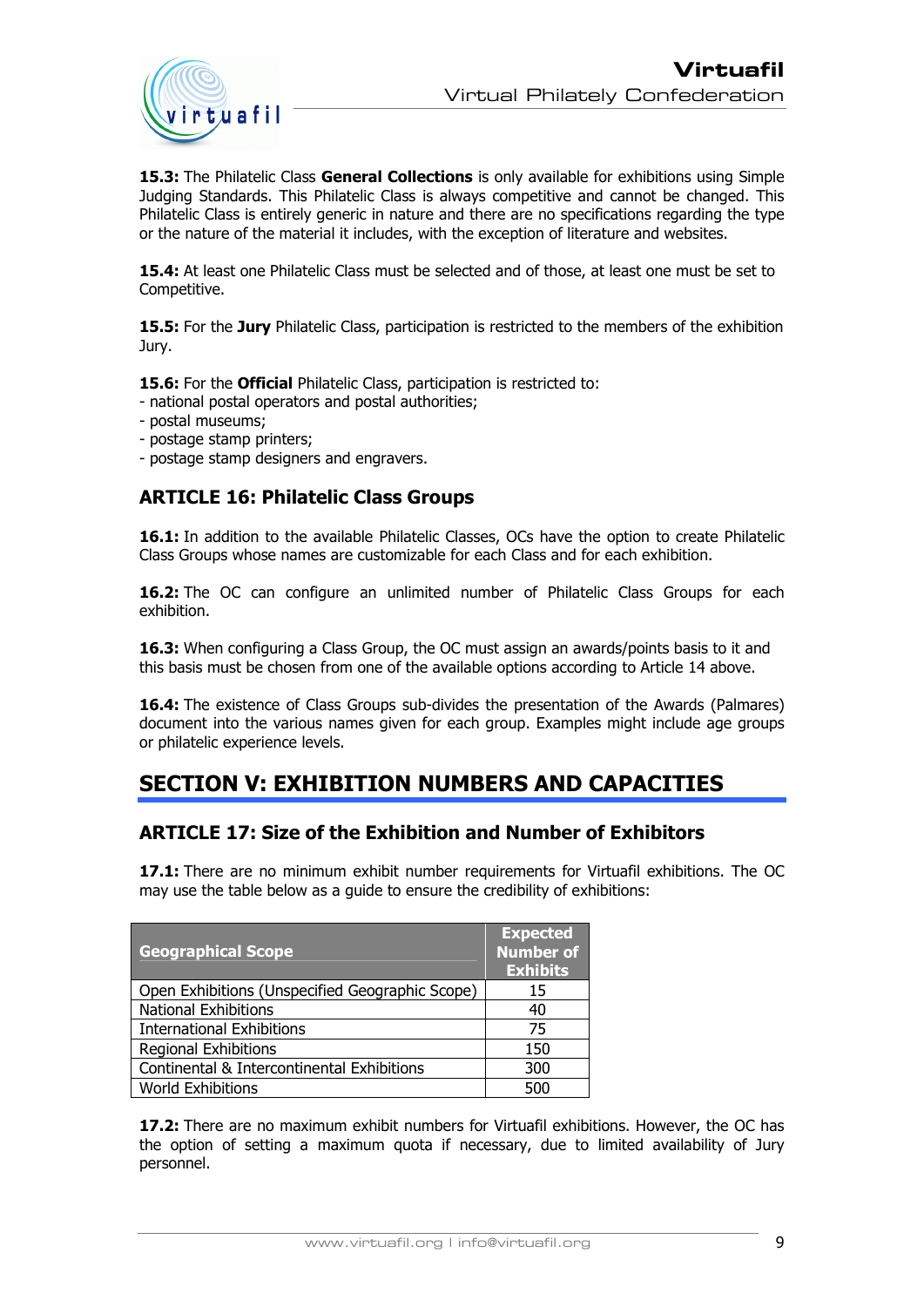**15.3:** The Philatelic Class **General Collections** is only available for exhibitions using Simple Judging Standards. This Philatelic Class is always competitive and cannot be changed. This Philatelic Class is entirely generic in nature and there are no specifications regarding the type or the nature of the material it includes, with the exception of literature and websites.

**15.4:** At least one Philatelic Class must be selected and of those, at least one must be set to Competitive.

**15.5:** For the **Jury** Philatelic Class, participation is restricted to the members of the exhibition Jury.

**15.6:** For the **Official** Philatelic Class, participation is restricted to:
- national postal operators and postal authorities;
- postal museums;
- postage stamp printers;
- postage stamp designers and engravers.

### ARTICLE 16: Philatelic Class Groups

**16.1:** In addition to the available Philatelic Classes, OCs have the option to create Philatelic Class Groups whose names are customizable for each Class and for each exhibition.

**16.2:** The OC can configure an unlimited number of Philatelic Class Groups for each exhibition.

**16.3:** When configuring a Class Group, the OC must assign an awards/points basis to it and this basis must be chosen from one of the available options according to Article 14 above.

**16.4:** The existence of Class Groups sub-divides the presentation of the Awards (Palmares) document into the various names given for each group. Examples might include age groups or philatelic experience levels.

## SECTION V: EXHIBITION NUMBERS AND CAPACITIES

### ARTICLE 17: Size of the Exhibition and Number of Exhibitors

**17.1:** There are no minimum exhibit number requirements for Virtuafil exhibitions. The OC may use the table below as a guide to ensure the credibility of exhibitions:

| Geographical Scope | Expected Number of Exhibits |
|---|---|
| Open Exhibitions (Unspecified Geographic Scope) | 15 |
| National Exhibitions | 40 |
| International Exhibitions | 75 |
| Regional Exhibitions | 150 |
| Continental & Intercontinental Exhibitions | 300 |
| World Exhibitions | 500 |

**17.2:** There are no maximum exhibit numbers for Virtuafil exhibitions. However, the OC has the option of setting a maximum quota if necessary, due to limited availability of Jury personnel.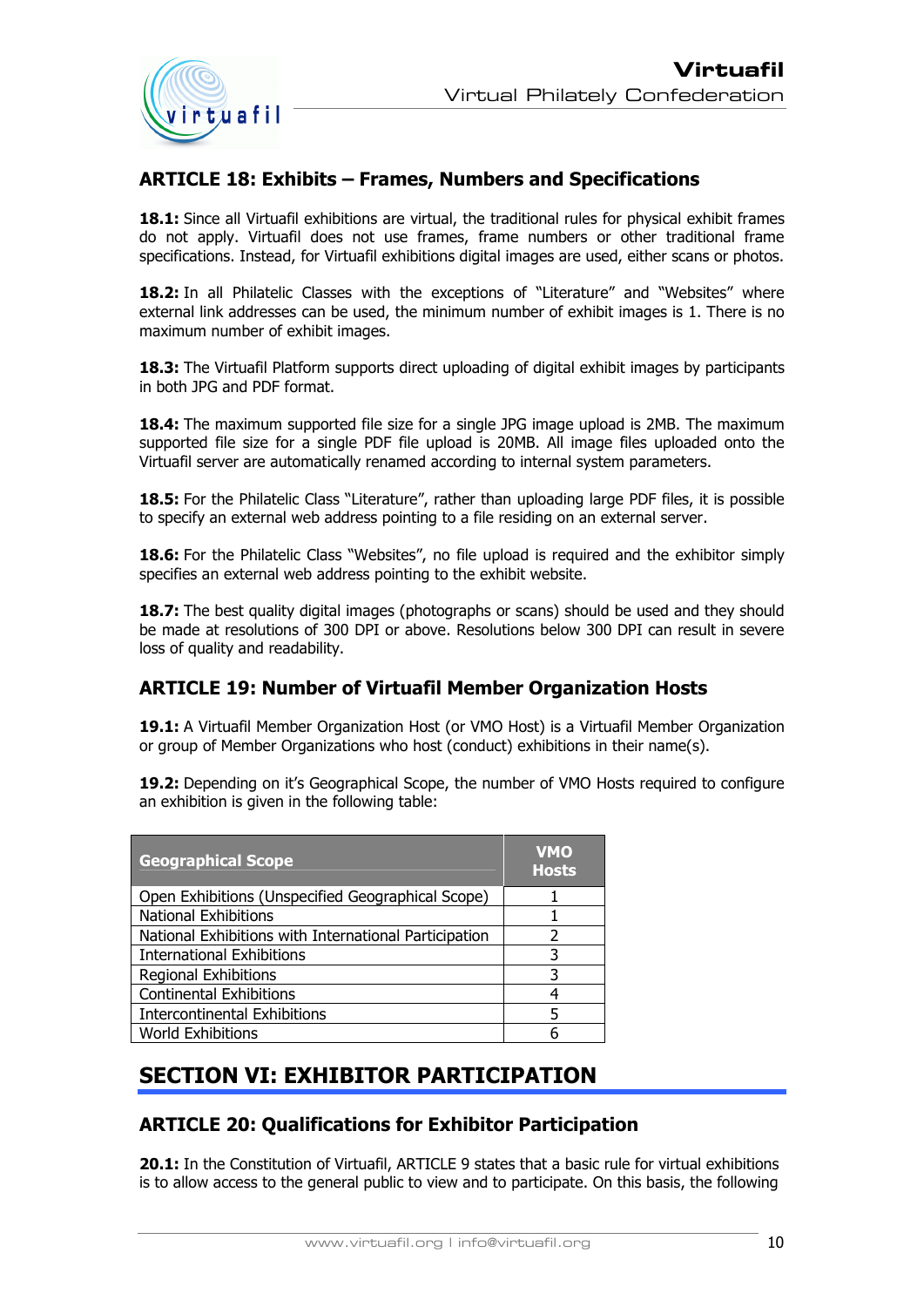### ARTICLE 18: Exhibits – Frames, Numbers and Specifications

**18.1:** Since all Virtuafil exhibitions are virtual, the traditional rules for physical exhibit frames do not apply. Virtuafil does not use frames, frame numbers or other traditional frame specifications. Instead, for Virtuafil exhibitions digital images are used, either scans or photos.

**18.2:** In all Philatelic Classes with the exceptions of "Literature" and "Websites" where external link addresses can be used, the minimum number of exhibit images is 1. There is no maximum number of exhibit images.

**18.3:** The Virtuafil Platform supports direct uploading of digital exhibit images by participants in both JPG and PDF format.

**18.4:** The maximum supported file size for a single JPG image upload is 2MB. The maximum supported file size for a single PDF file upload is 20MB. All image files uploaded onto the Virtuafil server are automatically renamed according to internal system parameters.

**18.5:** For the Philatelic Class "Literature", rather than uploading large PDF files, it is possible to specify an external web address pointing to a file residing on an external server.

**18.6:** For the Philatelic Class "Websites", no file upload is required and the exhibitor simply specifies an external web address pointing to the exhibit website.

**18.7:** The best quality digital images (photographs or scans) should be used and they should be made at resolutions of 300 DPI or above. Resolutions below 300 DPI can result in severe loss of quality and readability.

### ARTICLE 19: Number of Virtuafil Member Organization Hosts

**19.1:** A Virtuafil Member Organization Host (or VMO Host) is a Virtuafil Member Organization or group of Member Organizations who host (conduct) exhibitions in their name(s).

**19.2:** Depending on it's Geographical Scope, the number of VMO Hosts required to configure an exhibition is given in the following table:

| Geographical Scope | VMO Hosts |
|---|---|
| Open Exhibitions (Unspecified Geographical Scope) | 1 |
| National Exhibitions | 1 |
| National Exhibitions with International Participation | 2 |
| International Exhibitions | 3 |
| Regional Exhibitions | 3 |
| Continental Exhibitions | 4 |
| Intercontinental Exhibitions | 5 |
| World Exhibitions | 6 |

## SECTION VI: EXHIBITOR PARTICIPATION

### ARTICLE 20: Qualifications for Exhibitor Participation

**20.1:** In the Constitution of Virtuafil, ARTICLE 9 states that a basic rule for virtual exhibitions is to allow access to the general public to view and to participate. On this basis, the following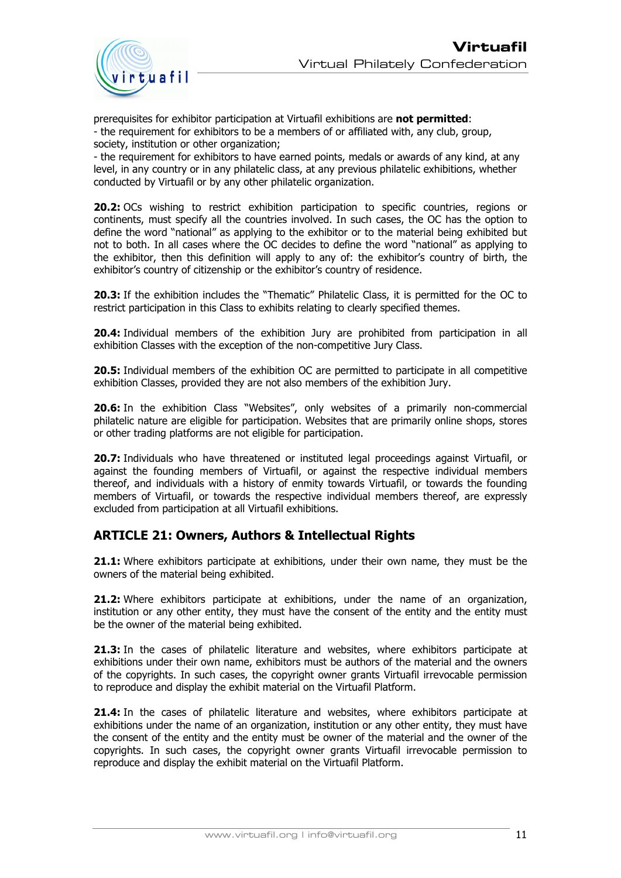prerequisites for exhibitor participation at Virtuafil exhibitions are **not permitted**:
- the requirement for exhibitors to be a members of or affiliated with, any club, group, society, institution or other organization;
- the requirement for exhibitors to have earned points, medals or awards of any kind, at any level, in any country or in any philatelic class, at any previous philatelic exhibitions, whether conducted by Virtuafil or by any other philatelic organization.

**20.2:** OCs wishing to restrict exhibition participation to specific countries, regions or continents, must specify all the countries involved. In such cases, the OC has the option to define the word "national" as applying to the exhibitor or to the material being exhibited but not to both. In all cases where the OC decides to define the word "national" as applying to the exhibitor, then this definition will apply to any of: the exhibitor's country of birth, the exhibitor's country of citizenship or the exhibitor's country of residence.

**20.3:** If the exhibition includes the "Thematic" Philatelic Class, it is permitted for the OC to restrict participation in this Class to exhibits relating to clearly specified themes.

**20.4:** Individual members of the exhibition Jury are prohibited from participation in all exhibition Classes with the exception of the non-competitive Jury Class.

**20.5:** Individual members of the exhibition OC are permitted to participate in all competitive exhibition Classes, provided they are not also members of the exhibition Jury.

**20.6:** In the exhibition Class "Websites", only websites of a primarily non-commercial philatelic nature are eligible for participation. Websites that are primarily online shops, stores or other trading platforms are not eligible for participation.

**20.7:** Individuals who have threatened or instituted legal proceedings against Virtuafil, or against the founding members of Virtuafil, or against the respective individual members thereof, and individuals with a history of enmity towards Virtuafil, or towards the founding members of Virtuafil, or towards the respective individual members thereof, are expressly excluded from participation at all Virtuafil exhibitions.

## ARTICLE 21: Owners, Authors & Intellectual Rights

**21.1:** Where exhibitors participate at exhibitions, under their own name, they must be the owners of the material being exhibited.

**21.2:** Where exhibitors participate at exhibitions, under the name of an organization, institution or any other entity, they must have the consent of the entity and the entity must be the owner of the material being exhibited.

**21.3:** In the cases of philatelic literature and websites, where exhibitors participate at exhibitions under their own name, exhibitors must be authors of the material and the owners of the copyrights. In such cases, the copyright owner grants Virtuafil irrevocable permission to reproduce and display the exhibit material on the Virtuafil Platform.

**21.4:** In the cases of philatelic literature and websites, where exhibitors participate at exhibitions under the name of an organization, institution or any other entity, they must have the consent of the entity and the entity must be owner of the material and the owner of the copyrights. In such cases, the copyright owner grants Virtuafil irrevocable permission to reproduce and display the exhibit material on the Virtuafil Platform.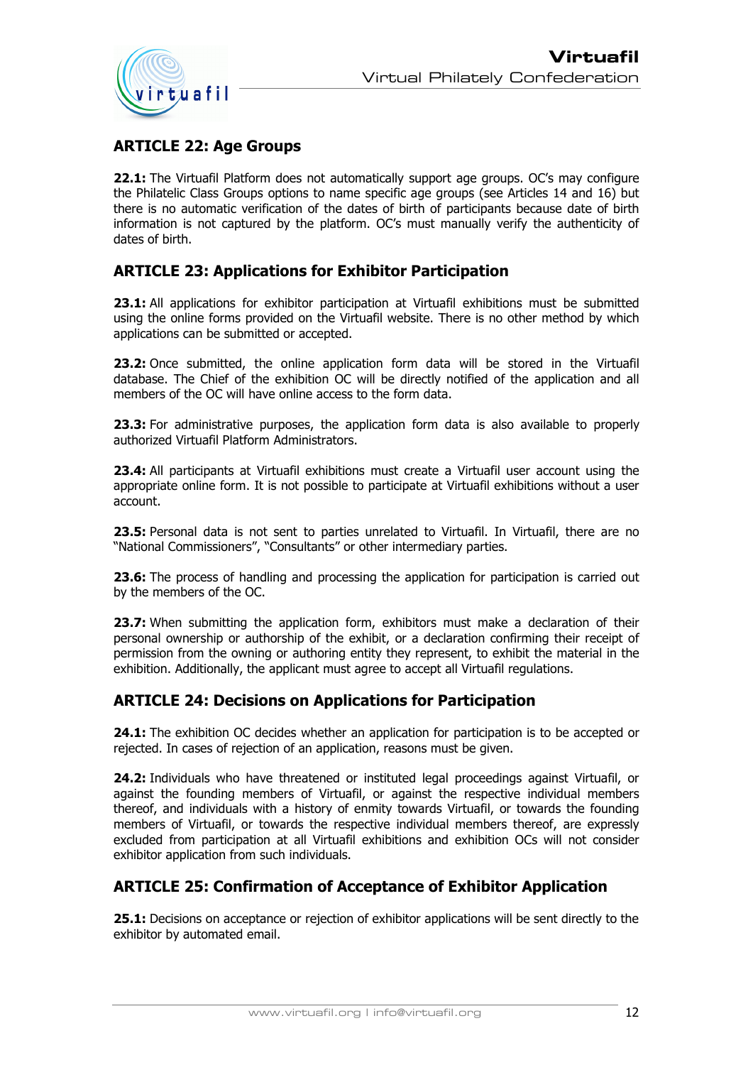## ARTICLE 22: Age Groups

**22.1:** The Virtuafil Platform does not automatically support age groups. OC's may configure the Philatelic Class Groups options to name specific age groups (see Articles 14 and 16) but there is no automatic verification of the dates of birth of participants because date of birth information is not captured by the platform. OC's must manually verify the authenticity of dates of birth.

## ARTICLE 23: Applications for Exhibitor Participation

**23.1:** All applications for exhibitor participation at Virtuafil exhibitions must be submitted using the online forms provided on the Virtuafil website. There is no other method by which applications can be submitted or accepted.

**23.2:** Once submitted, the online application form data will be stored in the Virtuafil database. The Chief of the exhibition OC will be directly notified of the application and all members of the OC will have online access to the form data.

**23.3:** For administrative purposes, the application form data is also available to properly authorized Virtuafil Platform Administrators.

**23.4:** All participants at Virtuafil exhibitions must create a Virtuafil user account using the appropriate online form. It is not possible to participate at Virtuafil exhibitions without a user account.

**23.5:** Personal data is not sent to parties unrelated to Virtuafil. In Virtuafil, there are no "National Commissioners", "Consultants" or other intermediary parties.

**23.6:** The process of handling and processing the application for participation is carried out by the members of the OC.

**23.7:** When submitting the application form, exhibitors must make a declaration of their personal ownership or authorship of the exhibit, or a declaration confirming their receipt of permission from the owning or authoring entity they represent, to exhibit the material in the exhibition. Additionally, the applicant must agree to accept all Virtuafil regulations.

## ARTICLE 24: Decisions on Applications for Participation

**24.1:** The exhibition OC decides whether an application for participation is to be accepted or rejected. In cases of rejection of an application, reasons must be given.

**24.2:** Individuals who have threatened or instituted legal proceedings against Virtuafil, or against the founding members of Virtuafil, or against the respective individual members thereof, and individuals with a history of enmity towards Virtuafil, or towards the founding members of Virtuafil, or towards the respective individual members thereof, are expressly excluded from participation at all Virtuafil exhibitions and exhibition OCs will not consider exhibitor application from such individuals.

## ARTICLE 25: Confirmation of Acceptance of Exhibitor Application

**25.1:** Decisions on acceptance or rejection of exhibitor applications will be sent directly to the exhibitor by automated email.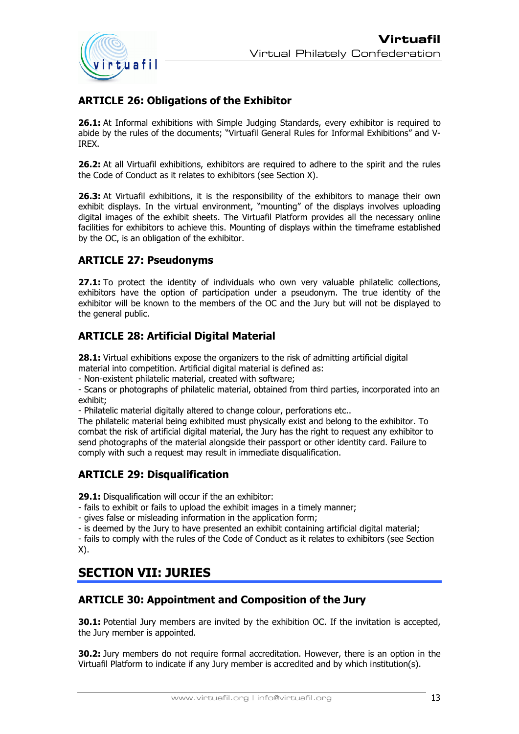## ARTICLE 26: Obligations of the Exhibitor

**26.1:** At Informal exhibitions with Simple Judging Standards, every exhibitor is required to abide by the rules of the documents; "Virtuafil General Rules for Informal Exhibitions" and V-IREX.

**26.2:** At all Virtuafil exhibitions, exhibitors are required to adhere to the spirit and the rules the Code of Conduct as it relates to exhibitors (see Section X).

**26.3:** At Virtuafil exhibitions, it is the responsibility of the exhibitors to manage their own exhibit displays. In the virtual environment, "mounting" of the displays involves uploading digital images of the exhibit sheets. The Virtuafil Platform provides all the necessary online facilities for exhibitors to achieve this. Mounting of displays within the timeframe established by the OC, is an obligation of the exhibitor.

## ARTICLE 27: Pseudonyms

**27.1:** To protect the identity of individuals who own very valuable philatelic collections, exhibitors have the option of participation under a pseudonym. The true identity of the exhibitor will be known to the members of the OC and the Jury but will not be displayed to the general public.

## ARTICLE 28: Artificial Digital Material

**28.1:** Virtual exhibitions expose the organizers to the risk of admitting artificial digital material into competition. Artificial digital material is defined as:

- Non-existent philatelic material, created with software;
- Scans or photographs of philatelic material, obtained from third parties, incorporated into an exhibit;
- Philatelic material digitally altered to change colour, perforations etc..

The philatelic material being exhibited must physically exist and belong to the exhibitor. To combat the risk of artificial digital material, the Jury has the right to request any exhibitor to send photographs of the material alongside their passport or other identity card. Failure to comply with such a request may result in immediate disqualification.

## ARTICLE 29: Disqualification

**29.1:** Disqualification will occur if the an exhibitor:

- fails to exhibit or fails to upload the exhibit images in a timely manner;
- gives false or misleading information in the application form;
- is deemed by the Jury to have presented an exhibit containing artificial digital material;
- fails to comply with the rules of the Code of Conduct as it relates to exhibitors (see Section X).

# SECTION VII: JURIES

## ARTICLE 30: Appointment and Composition of the Jury

**30.1:** Potential Jury members are invited by the exhibition OC. If the invitation is accepted, the Jury member is appointed.

**30.2:** Jury members do not require formal accreditation. However, there is an option in the Virtuafil Platform to indicate if any Jury member is accredited and by which institution(s).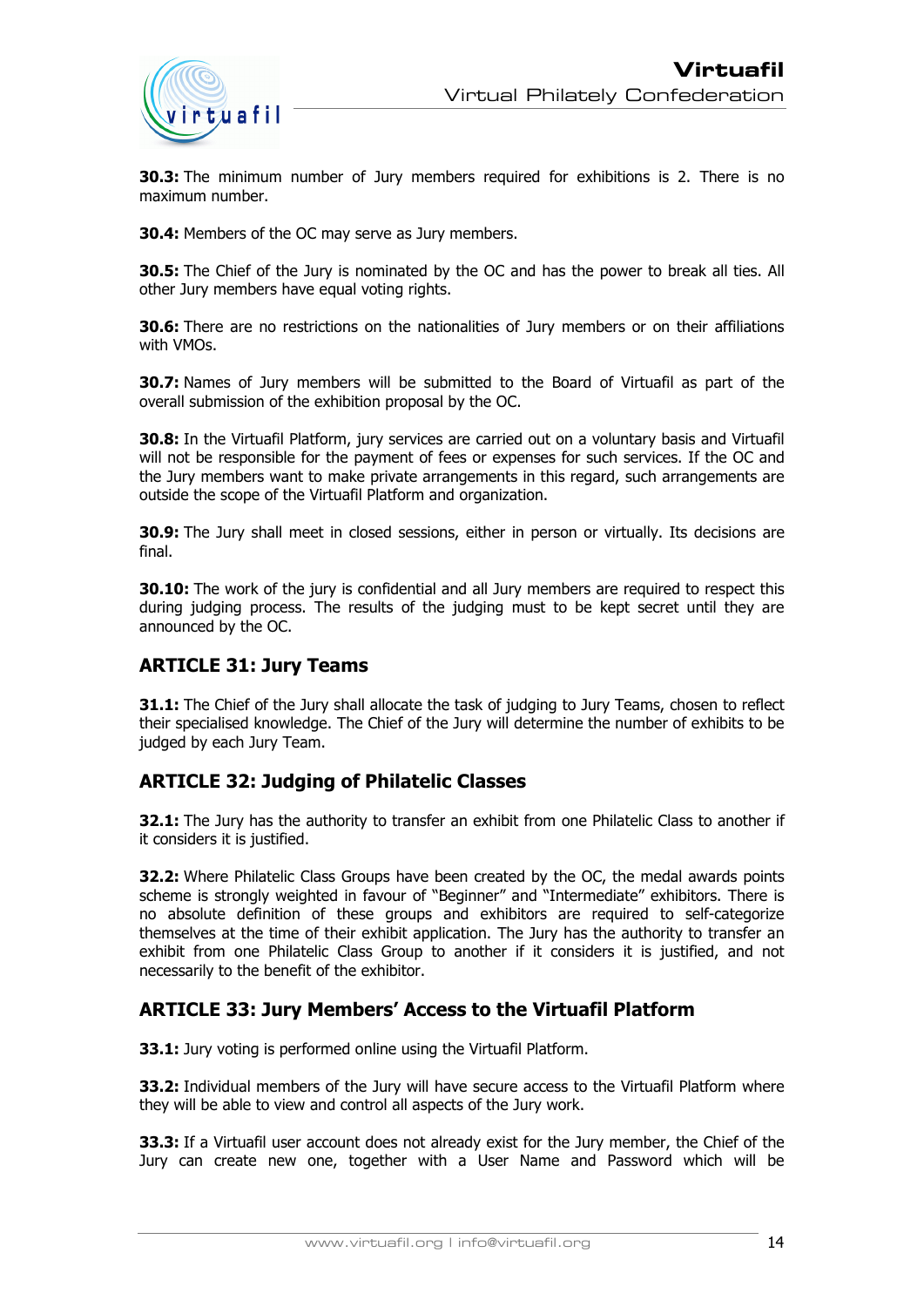**30.3:** The minimum number of Jury members required for exhibitions is 2. There is no maximum number.

**30.4:** Members of the OC may serve as Jury members.

**30.5:** The Chief of the Jury is nominated by the OC and has the power to break all ties. All other Jury members have equal voting rights.

**30.6:** There are no restrictions on the nationalities of Jury members or on their affiliations with VMOs.

**30.7:** Names of Jury members will be submitted to the Board of Virtuafil as part of the overall submission of the exhibition proposal by the OC.

**30.8:** In the Virtuafil Platform, jury services are carried out on a voluntary basis and Virtuafil will not be responsible for the payment of fees or expenses for such services. If the OC and the Jury members want to make private arrangements in this regard, such arrangements are outside the scope of the Virtuafil Platform and organization.

**30.9:** The Jury shall meet in closed sessions, either in person or virtually. Its decisions are final.

**30.10:** The work of the jury is confidential and all Jury members are required to respect this during judging process. The results of the judging must to be kept secret until they are announced by the OC.

## ARTICLE 31: Jury Teams

**31.1:** The Chief of the Jury shall allocate the task of judging to Jury Teams, chosen to reflect their specialised knowledge. The Chief of the Jury will determine the number of exhibits to be judged by each Jury Team.

## ARTICLE 32: Judging of Philatelic Classes

**32.1:** The Jury has the authority to transfer an exhibit from one Philatelic Class to another if it considers it is justified.

**32.2:** Where Philatelic Class Groups have been created by the OC, the medal awards points scheme is strongly weighted in favour of "Beginner" and "Intermediate" exhibitors. There is no absolute definition of these groups and exhibitors are required to self-categorize themselves at the time of their exhibit application. The Jury has the authority to transfer an exhibit from one Philatelic Class Group to another if it considers it is justified, and not necessarily to the benefit of the exhibitor.

## ARTICLE 33: Jury Members' Access to the Virtuafil Platform

**33.1:** Jury voting is performed online using the Virtuafil Platform.

**33.2:** Individual members of the Jury will have secure access to the Virtuafil Platform where they will be able to view and control all aspects of the Jury work.

**33.3:** If a Virtuafil user account does not already exist for the Jury member, the Chief of the Jury can create new one, together with a User Name and Password which will be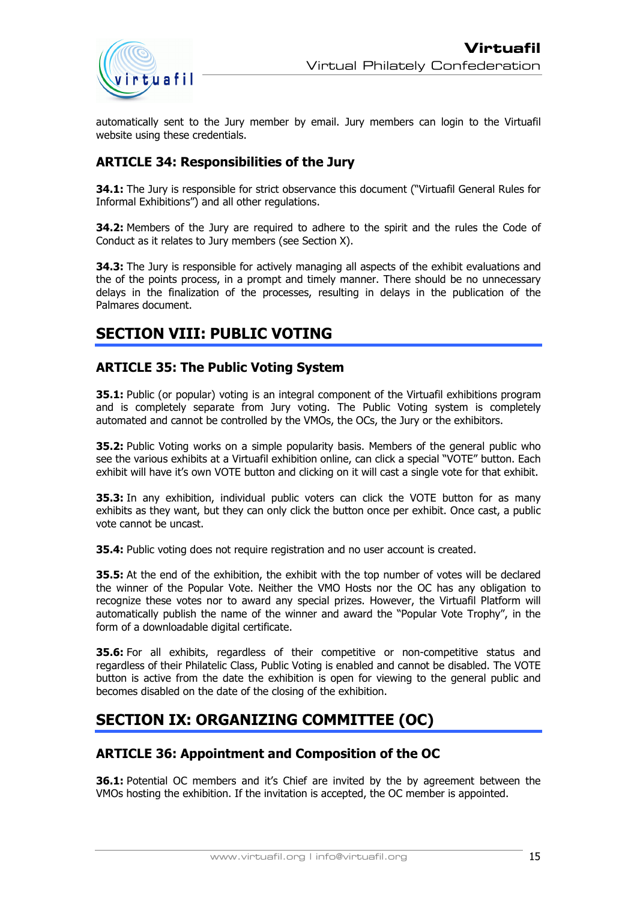automatically sent to the Jury member by email. Jury members can login to the Virtuafil website using these credentials.

### ARTICLE 34: Responsibilities of the Jury

**34.1:** The Jury is responsible for strict observance this document ("Virtuafil General Rules for Informal Exhibitions") and all other regulations.

**34.2:** Members of the Jury are required to adhere to the spirit and the rules the Code of Conduct as it relates to Jury members (see Section X).

**34.3:** The Jury is responsible for actively managing all aspects of the exhibit evaluations and the of the points process, in a prompt and timely manner. There should be no unnecessary delays in the finalization of the processes, resulting in delays in the publication of the Palmares document.

## SECTION VIII: PUBLIC VOTING

### ARTICLE 35: The Public Voting System

**35.1:** Public (or popular) voting is an integral component of the Virtuafil exhibitions program and is completely separate from Jury voting. The Public Voting system is completely automated and cannot be controlled by the VMOs, the OCs, the Jury or the exhibitors.

**35.2:** Public Voting works on a simple popularity basis. Members of the general public who see the various exhibits at a Virtuafil exhibition online, can click a special "VOTE" button. Each exhibit will have it's own VOTE button and clicking on it will cast a single vote for that exhibit.

**35.3:** In any exhibition, individual public voters can click the VOTE button for as many exhibits as they want, but they can only click the button once per exhibit. Once cast, a public vote cannot be uncast.

**35.4:** Public voting does not require registration and no user account is created.

**35.5:** At the end of the exhibition, the exhibit with the top number of votes will be declared the winner of the Popular Vote. Neither the VMO Hosts nor the OC has any obligation to recognize these votes nor to award any special prizes. However, the Virtuafil Platform will automatically publish the name of the winner and award the "Popular Vote Trophy", in the form of a downloadable digital certificate.

**35.6:** For all exhibits, regardless of their competitive or non-competitive status and regardless of their Philatelic Class, Public Voting is enabled and cannot be disabled. The VOTE button is active from the date the exhibition is open for viewing to the general public and becomes disabled on the date of the closing of the exhibition.

## SECTION IX: ORGANIZING COMMITTEE (OC)

### ARTICLE 36: Appointment and Composition of the OC

**36.1:** Potential OC members and it's Chief are invited by the by agreement between the VMOs hosting the exhibition. If the invitation is accepted, the OC member is appointed.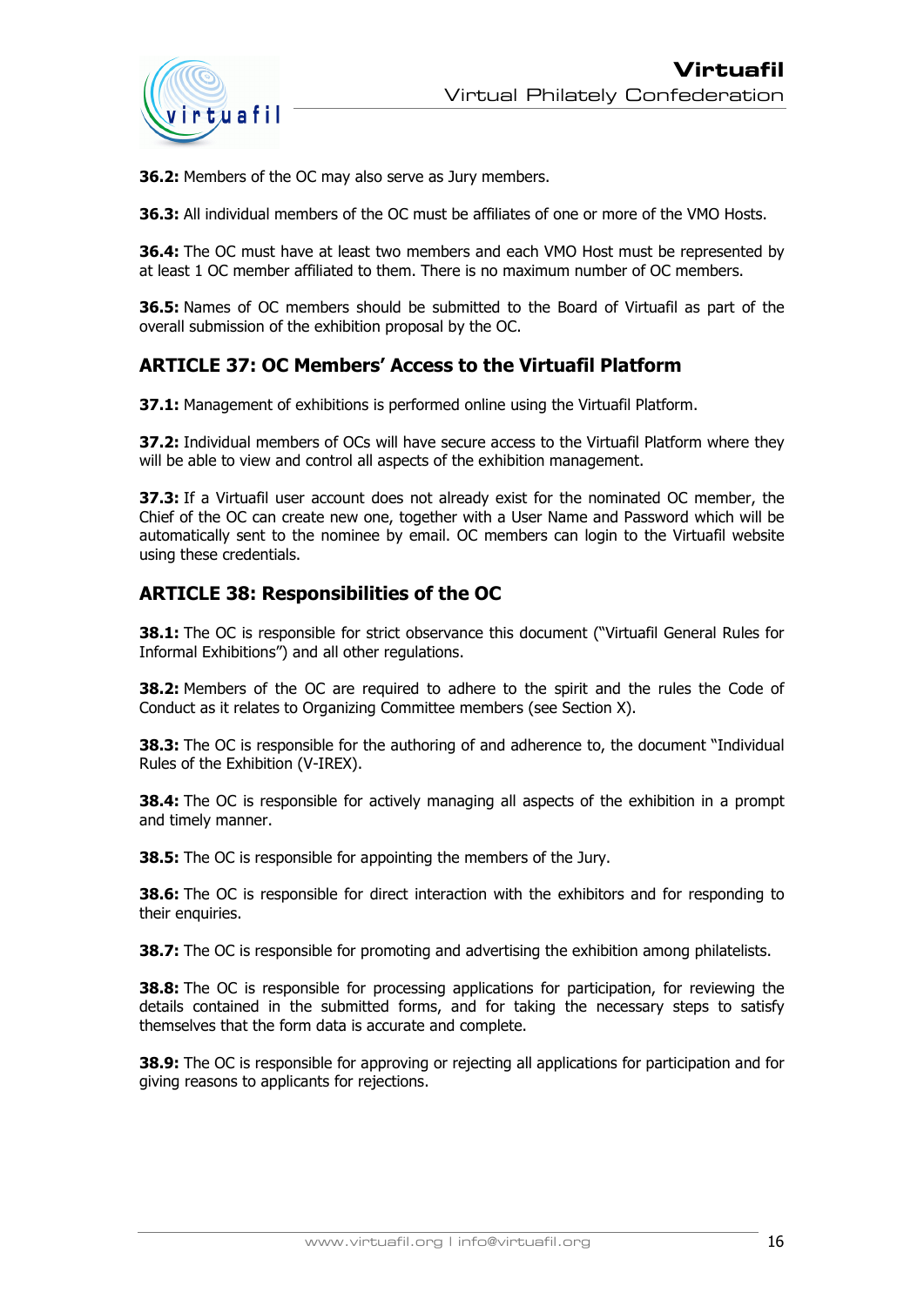**36.2:** Members of the OC may also serve as Jury members.

**36.3:** All individual members of the OC must be affiliates of one or more of the VMO Hosts.

**36.4:** The OC must have at least two members and each VMO Host must be represented by at least 1 OC member affiliated to them. There is no maximum number of OC members.

**36.5:** Names of OC members should be submitted to the Board of Virtuafil as part of the overall submission of the exhibition proposal by the OC.

## ARTICLE 37: OC Members' Access to the Virtuafil Platform

**37.1:** Management of exhibitions is performed online using the Virtuafil Platform.

**37.2:** Individual members of OCs will have secure access to the Virtuafil Platform where they will be able to view and control all aspects of the exhibition management.

**37.3:** If a Virtuafil user account does not already exist for the nominated OC member, the Chief of the OC can create new one, together with a User Name and Password which will be automatically sent to the nominee by email. OC members can login to the Virtuafil website using these credentials.

## ARTICLE 38: Responsibilities of the OC

**38.1:** The OC is responsible for strict observance this document ("Virtuafil General Rules for Informal Exhibitions") and all other regulations.

**38.2:** Members of the OC are required to adhere to the spirit and the rules the Code of Conduct as it relates to Organizing Committee members (see Section X).

**38.3:** The OC is responsible for the authoring of and adherence to, the document "Individual Rules of the Exhibition (V-IREX).

**38.4:** The OC is responsible for actively managing all aspects of the exhibition in a prompt and timely manner.

**38.5:** The OC is responsible for appointing the members of the Jury.

**38.6:** The OC is responsible for direct interaction with the exhibitors and for responding to their enquiries.

**38.7:** The OC is responsible for promoting and advertising the exhibition among philatelists.

**38.8:** The OC is responsible for processing applications for participation, for reviewing the details contained in the submitted forms, and for taking the necessary steps to satisfy themselves that the form data is accurate and complete.

**38.9:** The OC is responsible for approving or rejecting all applications for participation and for giving reasons to applicants for rejections.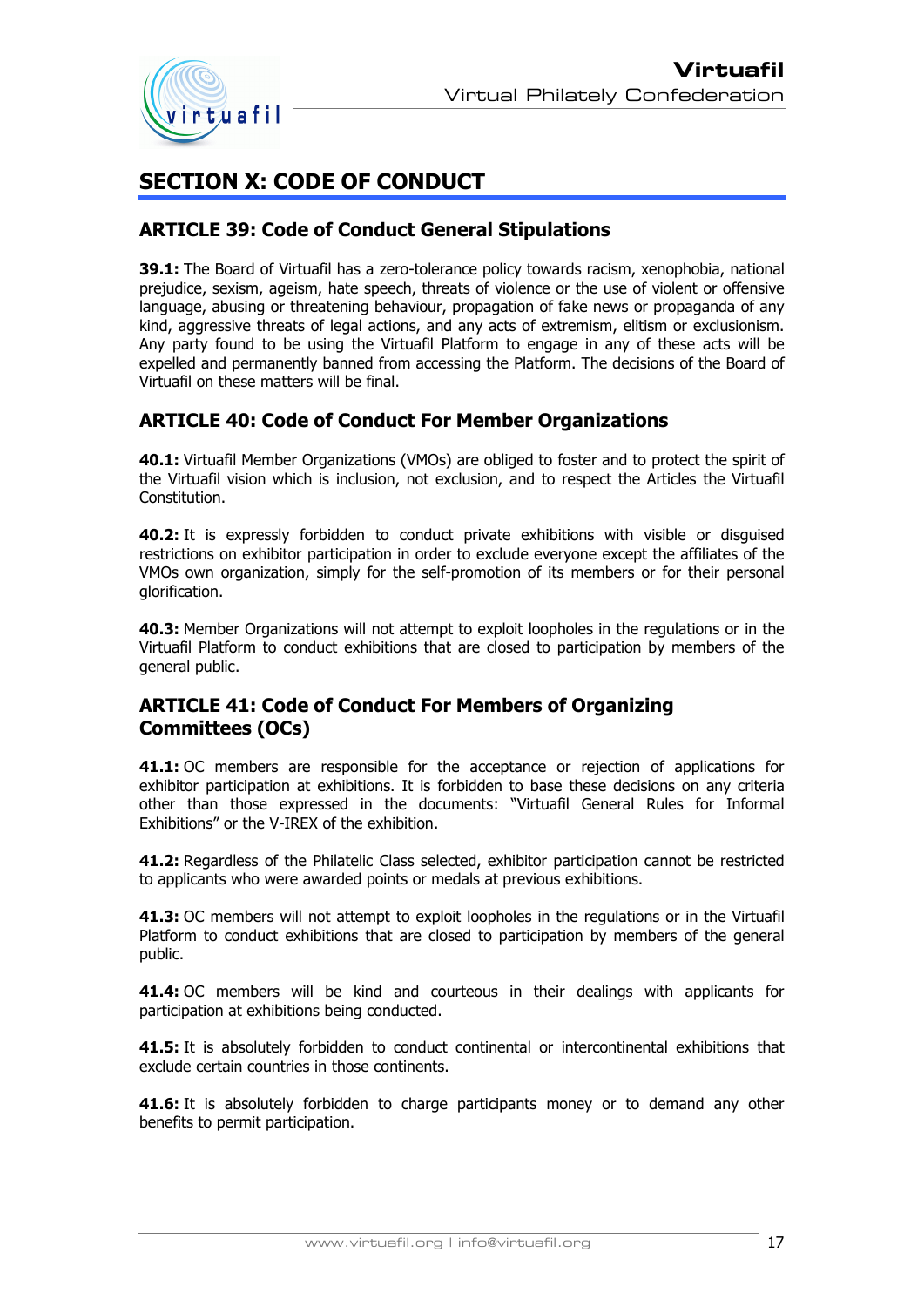# SECTION X: CODE OF CONDUCT

## ARTICLE 39: Code of Conduct General Stipulations

**39.1:** The Board of Virtuafil has a zero-tolerance policy towards racism, xenophobia, national prejudice, sexism, ageism, hate speech, threats of violence or the use of violent or offensive language, abusing or threatening behaviour, propagation of fake news or propaganda of any kind, aggressive threats of legal actions, and any acts of extremism, elitism or exclusionism. Any party found to be using the Virtuafil Platform to engage in any of these acts will be expelled and permanently banned from accessing the Platform. The decisions of the Board of Virtuafil on these matters will be final.

## ARTICLE 40: Code of Conduct For Member Organizations

**40.1:** Virtuafil Member Organizations (VMOs) are obliged to foster and to protect the spirit of the Virtuafil vision which is inclusion, not exclusion, and to respect the Articles the Virtuafil Constitution.

**40.2:** It is expressly forbidden to conduct private exhibitions with visible or disguised restrictions on exhibitor participation in order to exclude everyone except the affiliates of the VMOs own organization, simply for the self-promotion of its members or for their personal glorification.

**40.3:** Member Organizations will not attempt to exploit loopholes in the regulations or in the Virtuafil Platform to conduct exhibitions that are closed to participation by members of the general public.

## ARTICLE 41: Code of Conduct For Members of Organizing Committees (OCs)

**41.1:** OC members are responsible for the acceptance or rejection of applications for exhibitor participation at exhibitions. It is forbidden to base these decisions on any criteria other than those expressed in the documents: "Virtuafil General Rules for Informal Exhibitions" or the V-IREX of the exhibition.

**41.2:** Regardless of the Philatelic Class selected, exhibitor participation cannot be restricted to applicants who were awarded points or medals at previous exhibitions.

**41.3:** OC members will not attempt to exploit loopholes in the regulations or in the Virtuafil Platform to conduct exhibitions that are closed to participation by members of the general public.

**41.4:** OC members will be kind and courteous in their dealings with applicants for participation at exhibitions being conducted.

**41.5:** It is absolutely forbidden to conduct continental or intercontinental exhibitions that exclude certain countries in those continents.

**41.6:** It is absolutely forbidden to charge participants money or to demand any other benefits to permit participation.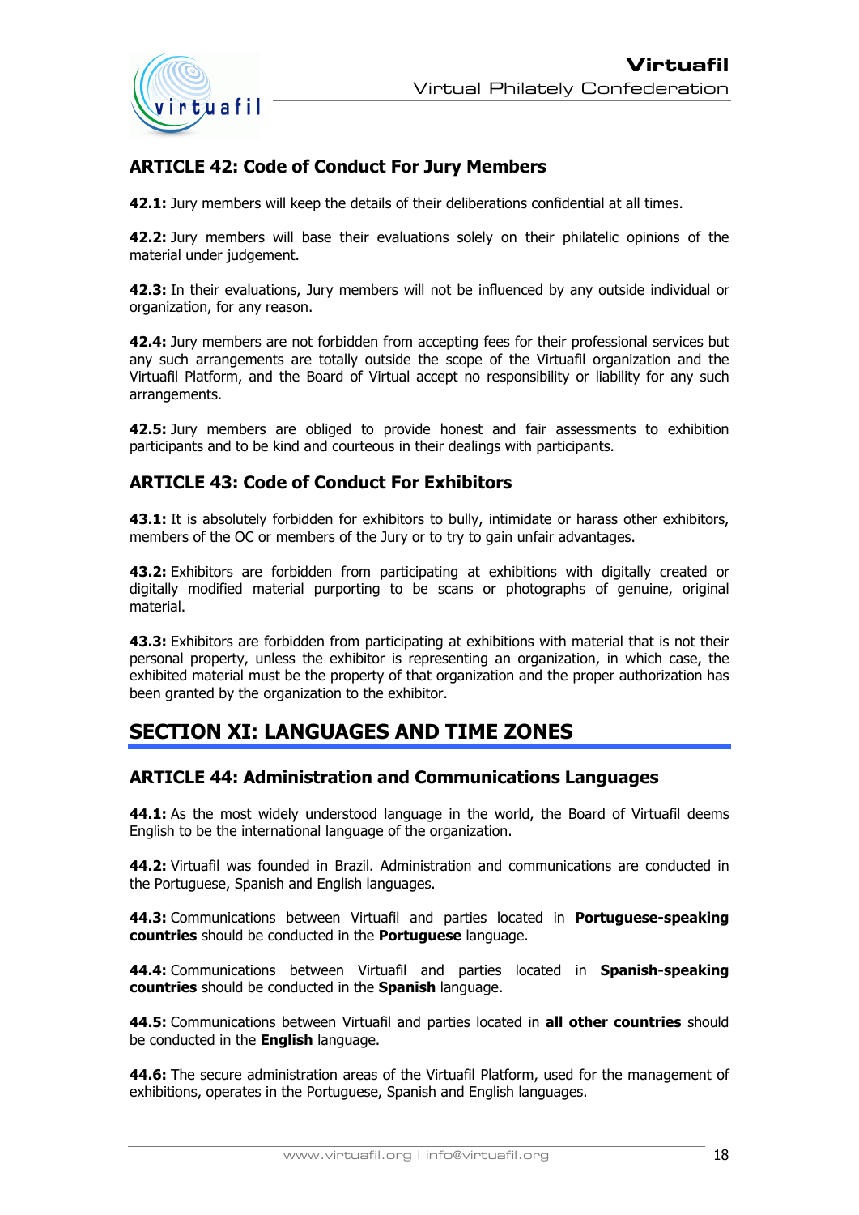### ARTICLE 42: Code of Conduct For Jury Members

**42.1:** Jury members will keep the details of their deliberations confidential at all times.

**42.2:** Jury members will base their evaluations solely on their philatelic opinions of the material under judgement.

**42.3:** In their evaluations, Jury members will not be influenced by any outside individual or organization, for any reason.

**42.4:** Jury members are not forbidden from accepting fees for their professional services but any such arrangements are totally outside the scope of the Virtuafil organization and the Virtuafil Platform, and the Board of Virtual accept no responsibility or liability for any such arrangements.

**42.5:** Jury members are obliged to provide honest and fair assessments to exhibition participants and to be kind and courteous in their dealings with participants.

### ARTICLE 43: Code of Conduct For Exhibitors

**43.1:** It is absolutely forbidden for exhibitors to bully, intimidate or harass other exhibitors, members of the OC or members of the Jury or to try to gain unfair advantages.

**43.2:** Exhibitors are forbidden from participating at exhibitions with digitally created or digitally modified material purporting to be scans or photographs of genuine, original material.

**43.3:** Exhibitors are forbidden from participating at exhibitions with material that is not their personal property, unless the exhibitor is representing an organization, in which case, the exhibited material must be the property of that organization and the proper authorization has been granted by the organization to the exhibitor.

## SECTION XI: LANGUAGES AND TIME ZONES

### ARTICLE 44: Administration and Communications Languages

**44.1:** As the most widely understood language in the world, the Board of Virtuafil deems English to be the international language of the organization.

**44.2:** Virtuafil was founded in Brazil. Administration and communications are conducted in the Portuguese, Spanish and English languages.

**44.3:** Communications between Virtuafil and parties located in **Portuguese-speaking countries** should be conducted in the **Portuguese** language.

**44.4:** Communications between Virtuafil and parties located in **Spanish-speaking countries** should be conducted in the **Spanish** language.

**44.5:** Communications between Virtuafil and parties located in **all other countries** should be conducted in the **English** language.

**44.6:** The secure administration areas of the Virtuafil Platform, used for the management of exhibitions, operates in the Portuguese, Spanish and English languages.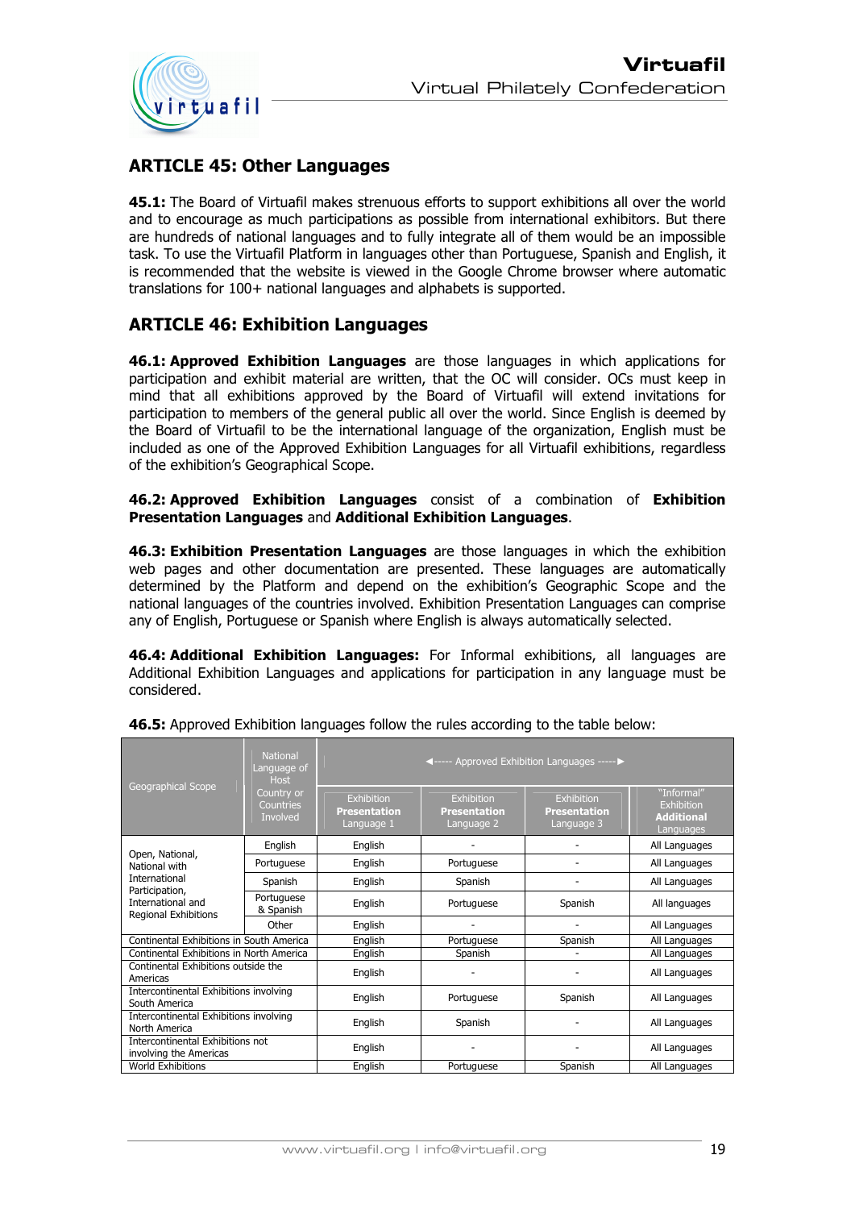## ARTICLE 45: Other Languages

**45.1:** The Board of Virtuafil makes strenuous efforts to support exhibitions all over the world and to encourage as much participations as possible from international exhibitors. But there are hundreds of national languages and to fully integrate all of them would be an impossible task. To use the Virtuafil Platform in languages other than Portuguese, Spanish and English, it is recommended that the website is viewed in the Google Chrome browser where automatic translations for 100+ national languages and alphabets is supported.

## ARTICLE 46: Exhibition Languages

**46.1: Approved Exhibition Languages** are those languages in which applications for participation and exhibit material are written, that the OC will consider. OCs must keep in mind that all exhibitions approved by the Board of Virtuafil will extend invitations for participation to members of the general public all over the world. Since English is deemed by the Board of Virtuafil to be the international language of the organization, English must be included as one of the Approved Exhibition Languages for all Virtuafil exhibitions, regardless of the exhibition's Geographical Scope.

**46.2: Approved Exhibition Languages** consist of a combination of **Exhibition Presentation Languages** and **Additional Exhibition Languages**.

**46.3: Exhibition Presentation Languages** are those languages in which the exhibition web pages and other documentation are presented. These languages are automatically determined by the Platform and depend on the exhibition's Geographic Scope and the national languages of the countries involved. Exhibition Presentation Languages can comprise any of English, Portuguese or Spanish where English is always automatically selected.

**46.4: Additional Exhibition Languages:** For Informal exhibitions, all languages are Additional Exhibition Languages and applications for participation in any language must be considered.

**46.5:** Approved Exhibition languages follow the rules according to the table below:

| Geographical Scope | National Language of Host Country or Countries Involved | ◄----- Approved Exhibition Languages -----► | | | |
|---|---|---|---|---|---|
| | | Exhibition **Presentation** Language 1 | Exhibition **Presentation** Language 2 | Exhibition **Presentation** Language 3 | "Informal" Exhibition **Additional** Languages |
| Open, National, National with International Participation, International and Regional Exhibitions | English | English | - | - | All Languages |
| | Portuguese | English | Portuguese | - | All Languages |
| | Spanish | English | Spanish | - | All Languages |
| | Portuguese & Spanish | English | Portuguese | Spanish | All languages |
| | Other | English | - | - | All Languages |
| Continental Exhibitions in South America | | English | Portuguese | Spanish | All Languages |
| Continental Exhibitions in North America | | English | Spanish | - | All Languages |
| Continental Exhibitions outside the Americas | | English | - | - | All Languages |
| Intercontinental Exhibitions involving South America | | English | Portuguese | Spanish | All Languages |
| Intercontinental Exhibitions involving North America | | English | Spanish | - | All Languages |
| Intercontinental Exhibitions not involving the Americas | | English | - | - | All Languages |
| World Exhibitions | | English | Portuguese | Spanish | All Languages |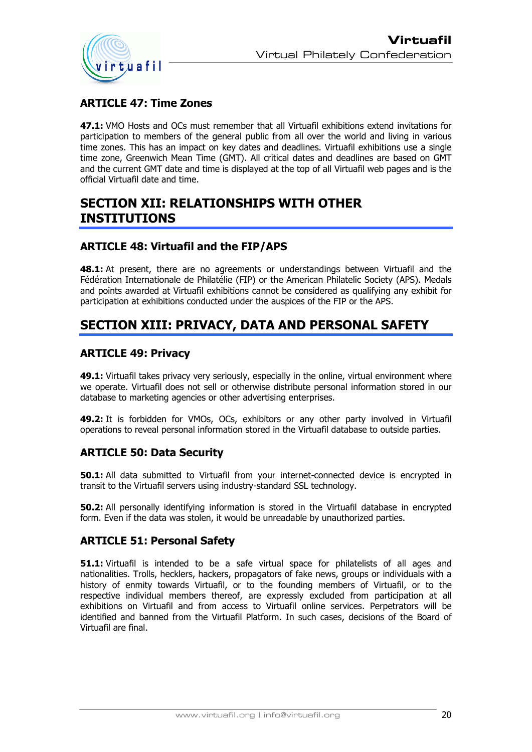### ARTICLE 47: Time Zones

**47.1:** VMO Hosts and OCs must remember that all Virtuafil exhibitions extend invitations for participation to members of the general public from all over the world and living in various time zones. This has an impact on key dates and deadlines. Virtuafil exhibitions use a single time zone, Greenwich Mean Time (GMT). All critical dates and deadlines are based on GMT and the current GMT date and time is displayed at the top of all Virtuafil web pages and is the official Virtuafil date and time.

## SECTION XII: RELATIONSHIPS WITH OTHER INSTITUTIONS

### ARTICLE 48: Virtuafil and the FIP/APS

**48.1:** At present, there are no agreements or understandings between Virtuafil and the Fédération Internationale de Philatélie (FIP) or the American Philatelic Society (APS). Medals and points awarded at Virtuafil exhibitions cannot be considered as qualifying any exhibit for participation at exhibitions conducted under the auspices of the FIP or the APS.

## SECTION XIII: PRIVACY, DATA AND PERSONAL SAFETY

### ARTICLE 49: Privacy

**49.1:** Virtuafil takes privacy very seriously, especially in the online, virtual environment where we operate. Virtuafil does not sell or otherwise distribute personal information stored in our database to marketing agencies or other advertising enterprises.

**49.2:** It is forbidden for VMOs, OCs, exhibitors or any other party involved in Virtuafil operations to reveal personal information stored in the Virtuafil database to outside parties.

### ARTICLE 50: Data Security

**50.1:** All data submitted to Virtuafil from your internet-connected device is encrypted in transit to the Virtuafil servers using industry-standard SSL technology.

**50.2:** All personally identifying information is stored in the Virtuafil database in encrypted form. Even if the data was stolen, it would be unreadable by unauthorized parties.

### ARTICLE 51: Personal Safety

**51.1:** Virtuafil is intended to be a safe virtual space for philatelists of all ages and nationalities. Trolls, hecklers, hackers, propagators of fake news, groups or individuals with a history of enmity towards Virtuafil, or to the founding members of Virtuafil, or to the respective individual members thereof, are expressly excluded from participation at all exhibitions on Virtuafil and from access to Virtuafil online services. Perpetrators will be identified and banned from the Virtuafil Platform. In such cases, decisions of the Board of Virtuafil are final.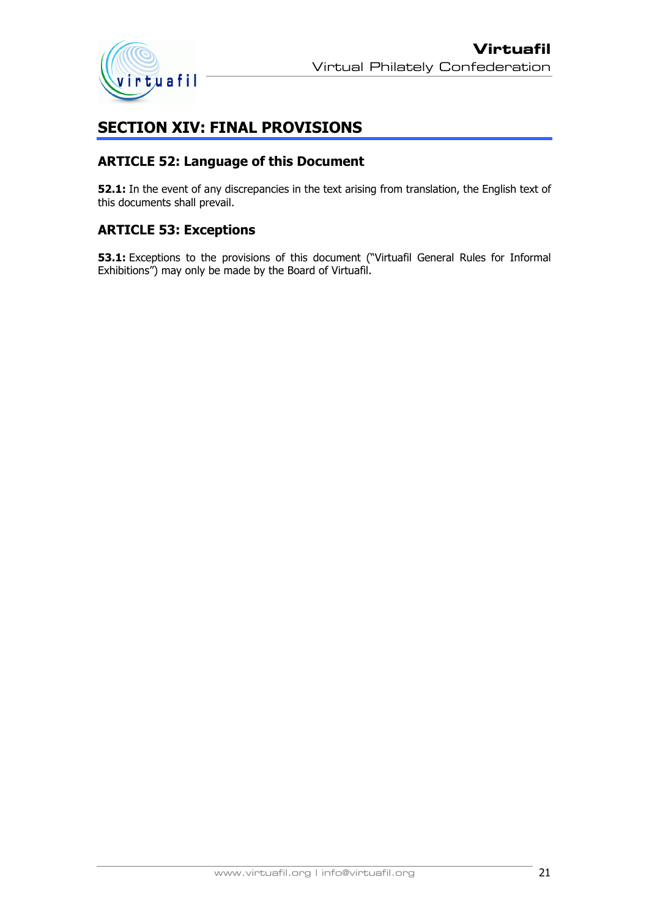## SECTION XIV: FINAL PROVISIONS

### ARTICLE 52: Language of this Document

**52.1:** In the event of any discrepancies in the text arising from translation, the English text of this documents shall prevail.

### ARTICLE 53: Exceptions

**53.1:** Exceptions to the provisions of this document ("Virtuafil General Rules for Informal Exhibitions") may only be made by the Board of Virtuafil.